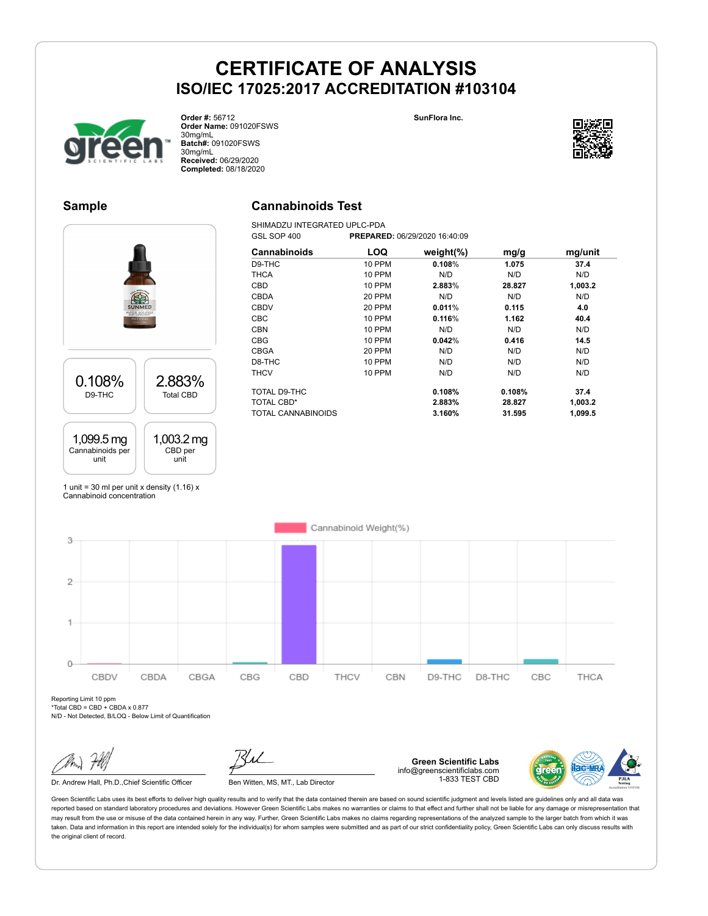# CERTIFICATE OF ANALYSIS

## ISO/IEC 17025:2017 ACCREDITATION #103104

**Order #:** 56712
**Order Name:** 091020FSWS 30mg/mL
**Batch#:** 091020FSWS 30mg/mL
**Received:** 06/29/2020
**Completed:** 08/18/2020

**SunFlora Inc.**

## Sample

| 0.108% | 2.883% |
|---|---|
| D9-THC | Total CBD |

| 1,099.5 mg | 1,003.2 mg |
|---|---|
| Cannabinoids per unit | CBD per unit |

1 unit = 30 ml per unit x density (1.16) x Cannabinoid concentration

## Cannabinoids Test

SHIMADZU INTEGRATED UPLC-PDA
GSL SOP 400 **PREPARED:** 06/29/2020 16:40:09

| Cannabinoids | LOQ | weight(%) | mg/g | mg/unit |
|---|---|---|---|---|
| D9-THC | 10 PPM | **0.108%** | **1.075** | **37.4** |
| THCA | 10 PPM | N/D | N/D | N/D |
| CBD | 10 PPM | **2.883%** | **28.827** | **1,003.2** |
| CBDA | 20 PPM | N/D | N/D | N/D |
| CBDV | 20 PPM | **0.011%** | **0.115** | **4.0** |
| CBC | 10 PPM | **0.116%** | **1.162** | **40.4** |
| CBN | 10 PPM | N/D | N/D | N/D |
| CBG | 10 PPM | **0.042%** | **0.416** | **14.5** |
| CBGA | 20 PPM | N/D | N/D | N/D |
| D8-THC | 10 PPM | N/D | N/D | N/D |
| THCV | 10 PPM | N/D | N/D | N/D |
| TOTAL D9-THC | | **0.108%** | **0.108%** | **37.4** |
| TOTAL CBD* | | **2.883%** | **28.827** | **1,003.2** |
| TOTAL CANNABINOIDS | | **3.160%** | **31.595** | **1,099.5** |

Cannabinoid Weight(%)

Reporting Limit 10 ppm
*Total CBD = CBD + CBDA x 0.877
N/D - Not Detected, B/LOQ - Below Limit of Quantification

Dr. Andrew Hall, Ph.D.,Chief Scientific Officer

Ben Witten, MS, MT., Lab Director

**Green Scientific Labs**
info@greenscientificlabs.com
1-833 TEST CBD

Green Scientific Labs uses its best efforts to deliver high quality results and to verify that the data contained therein are based on sound scientific judgment and levels listed are guidelines only and all data was reported based on standard laboratory procedures and deviations. However Green Scientific Labs makes no warranties or claims to that effect and further shall not be liable for any damage or misrepresentation that may result from the use or misuse of the data contained herein in any way. Further, Green Scientific Labs makes no claims regarding representations of the analyzed sample to the larger batch from which it was taken. Data and information in this report are intended solely for the individual(s) for whom samples were submitted and as part of our strict confidentiality policy, Green Scientific Labs can only discuss results with the original client of record.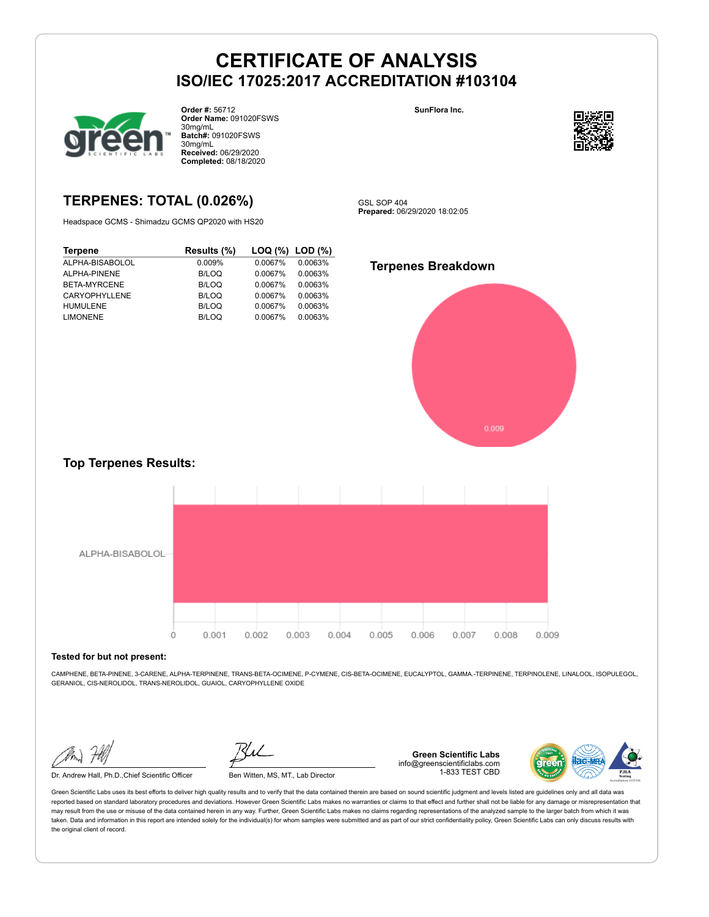# CERTIFICATE OF ANALYSIS
## ISO/IEC 17025:2017 ACCREDITATION #103104

**Order #:** 56712
**Order Name:** 091020FSWS 30mg/mL
**Batch#:** 091020FSWS 30mg/mL
**Received:** 06/29/2020
**Completed:** 08/18/2020

**SunFlora Inc.**

## TERPENES: TOTAL (0.026%)

Headspace GCMS - Shimadzu GCMS QP2020 with HS20

GSL SOP 404
**Prepared:** 06/29/2020 18:02:05

| Terpene | Results (%) | LOQ (%) | LOD (%) |
|---|---|---|---|
| ALPHA-BISABOLOL | 0.009% | 0.0067% | 0.0063% |
| ALPHA-PINENE | B/LOQ | 0.0067% | 0.0063% |
| BETA-MYRCENE | B/LOQ | 0.0067% | 0.0063% |
| CARYOPHYLLENE | B/LOQ | 0.0067% | 0.0063% |
| HUMULENE | B/LOQ | 0.0067% | 0.0063% |
| LIMONENE | B/LOQ | 0.0067% | 0.0063% |

### Terpenes Breakdown

0.009

### Top Terpenes Results:

ALPHA-BISABOLOL

0 0.001 0.002 0.003 0.004 0.005 0.006 0.007 0.008 0.009

**Tested for but not present:**

CAMPHENE, BETA-PINENE, 3-CARENE, ALPHA-TERPINENE, TRANS-BETA-OCIMENE, P-CYMENE, CIS-BETA-OCIMENE, EUCALYPTOL, GAMMA.-TERPINENE, TERPINOLENE, LINALOOL, ISOPULEGOL, GERANIOL, CIS-NEROLIDOL, TRANS-NEROLIDOL, GUAIOL, CARYOPHYLLENE OXIDE

Dr. Andrew Hall, Ph.D.,Chief Scientific Officer

Ben Witten, MS, MT., Lab Director

**Green Scientific Labs**
info@greenscientificlabs.com
1-833 TEST CBD

Green Scientific Labs uses its best efforts to deliver high quality results and to verify that the data contained therein are based on sound scientific judgment and levels listed are guidelines only and all data was reported based on standard laboratory procedures and deviations. However Green Scientific Labs makes no warranties or claims to that effect and further shall not be liable for any damage or misrepresentation that may result from the use or misuse of the data contained herein in any way. Further, Green Scientific Labs makes no claims regarding representations of the analyzed sample to the larger batch from which it was taken. Data and information in this report are intended solely for the individual(s) for whom samples were submitted and as part of our strict confidentiality policy, Green Scientific Labs can only discuss results with the original client of record.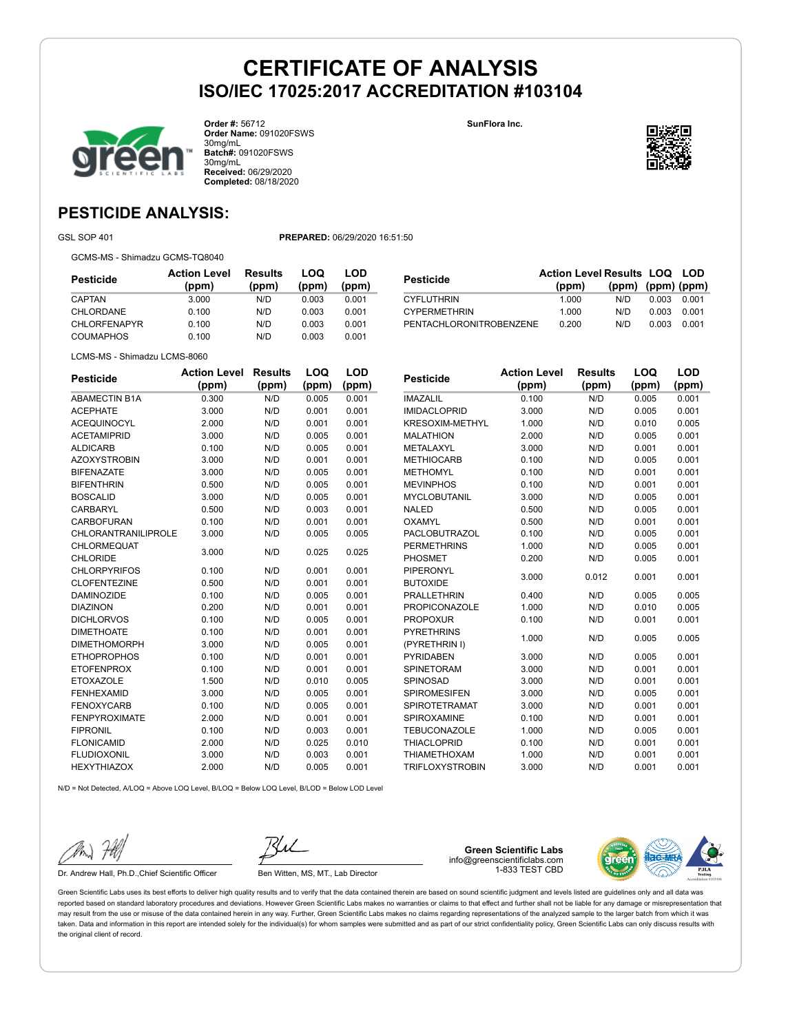# CERTIFICATE OF ANALYSIS
## ISO/IEC 17025:2017 ACCREDITATION #103104

**Order #:** 56712
**Order Name:** 091020FSWS 30mg/mL
**Batch#:** 091020FSWS 30mg/mL
**Received:** 06/29/2020
**Completed:** 08/18/2020

**SunFlora Inc.**

## PESTICIDE ANALYSIS:

GSL SOP 401

**PREPARED:** 06/29/2020 16:51:50

GCMS-MS - Shimadzu GCMS-TQ8040

| Pesticide | Action Level (ppm) | Results (ppm) | LOQ (ppm) | LOD (ppm) |
|---|---|---|---|---|
| CAPTAN | 3.000 | N/D | 0.003 | 0.001 |
| CHLORDANE | 0.100 | N/D | 0.003 | 0.001 |
| CHLORFENAPYR | 0.100 | N/D | 0.003 | 0.001 |
| COUMAPHOS | 0.100 | N/D | 0.003 | 0.001 |
| CYFLUTHRIN | 1.000 | N/D | 0.003 | 0.001 |
| CYPERMETHRIN | 1.000 | N/D | 0.003 | 0.001 |
| PENTACHLORONITROBENZENE | 0.200 | N/D | 0.003 | 0.001 |

LCMS-MS - Shimadzu LCMS-8060

| Pesticide | Action Level (ppm) | Results (ppm) | LOQ (ppm) | LOD (ppm) |
|---|---|---|---|---|
| ABAMECTIN B1A | 0.300 | N/D | 0.005 | 0.001 |
| ACEPHATE | 3.000 | N/D | 0.001 | 0.001 |
| ACEQUINOCYL | 2.000 | N/D | 0.001 | 0.001 |
| ACETAMIPRID | 3.000 | N/D | 0.005 | 0.001 |
| ALDICARB | 0.100 | N/D | 0.005 | 0.001 |
| AZOXYSTROBIN | 3.000 | N/D | 0.001 | 0.001 |
| BIFENAZATE | 3.000 | N/D | 0.005 | 0.001 |
| BIFENTHRIN | 0.500 | N/D | 0.005 | 0.001 |
| BOSCALID | 3.000 | N/D | 0.005 | 0.001 |
| CARBARYL | 0.500 | N/D | 0.003 | 0.001 |
| CARBOFURAN | 0.100 | N/D | 0.001 | 0.001 |
| CHLORANTRANILIPROLE | 3.000 | N/D | 0.005 | 0.005 |
| CHLORMEQUAT CHLORIDE | 3.000 | N/D | 0.025 | 0.025 |
| CHLORPYRIFOS | 0.100 | N/D | 0.001 | 0.001 |
| CLOFENTEZINE | 0.500 | N/D | 0.001 | 0.001 |
| DAMINOZIDE | 0.100 | N/D | 0.005 | 0.001 |
| DIAZINON | 0.200 | N/D | 0.001 | 0.001 |
| DICHLORVOS | 0.100 | N/D | 0.005 | 0.001 |
| DIMETHOATE | 0.100 | N/D | 0.001 | 0.001 |
| DIMETHOMORPH | 3.000 | N/D | 0.005 | 0.001 |
| ETHOPROPHOS | 0.100 | N/D | 0.001 | 0.001 |
| ETOFENPROX | 0.100 | N/D | 0.001 | 0.001 |
| ETOXAZOLE | 1.500 | N/D | 0.010 | 0.005 |
| FENHEXAMID | 3.000 | N/D | 0.005 | 0.001 |
| FENOXYCARB | 0.100 | N/D | 0.005 | 0.001 |
| FENPYROXIMATE | 2.000 | N/D | 0.001 | 0.001 |
| FIPRONIL | 0.100 | N/D | 0.003 | 0.001 |
| FLONICAMID | 2.000 | N/D | 0.025 | 0.010 |
| FLUDIOXONIL | 3.000 | N/D | 0.003 | 0.001 |
| HEXYTHIAZOX | 2.000 | N/D | 0.005 | 0.001 |
| IMAZALIL | 0.100 | N/D | 0.005 | 0.001 |
| IMIDACLOPRID | 3.000 | N/D | 0.005 | 0.001 |
| KRESOXIM-METHYL | 1.000 | N/D | 0.010 | 0.005 |
| MALATHION | 2.000 | N/D | 0.005 | 0.001 |
| METALAXYL | 3.000 | N/D | 0.001 | 0.001 |
| METHIOCARB | 0.100 | N/D | 0.005 | 0.001 |
| METHOMYL | 0.100 | N/D | 0.001 | 0.001 |
| MEVINPHOS | 0.100 | N/D | 0.001 | 0.001 |
| MYCLOBUTANIL | 3.000 | N/D | 0.005 | 0.001 |
| NALED | 0.500 | N/D | 0.005 | 0.001 |
| OXAMYL | 0.500 | N/D | 0.001 | 0.001 |
| PACLOBUTRAZOL | 0.100 | N/D | 0.005 | 0.001 |
| PERMETHRINS | 1.000 | N/D | 0.005 | 0.001 |
| PHOSMET | 0.200 | N/D | 0.005 | 0.001 |
| PIPERONYL BUTOXIDE | 3.000 | 0.012 | 0.001 | 0.001 |
| PRALLETHRIN | 0.400 | N/D | 0.005 | 0.005 |
| PROPICONAZOLE | 1.000 | N/D | 0.010 | 0.005 |
| PROPOXUR | 0.100 | N/D | 0.001 | 0.001 |
| PYRETHRINS (PYRETHRIN I) | 1.000 | N/D | 0.005 | 0.005 |
| PYRIDABEN | 3.000 | N/D | 0.005 | 0.001 |
| SPINETORAM | 3.000 | N/D | 0.001 | 0.001 |
| SPINOSAD | 3.000 | N/D | 0.001 | 0.001 |
| SPIROMESIFEN | 3.000 | N/D | 0.005 | 0.001 |
| SPIROTETRAMAT | 3.000 | N/D | 0.001 | 0.001 |
| SPIROXAMINE | 0.100 | N/D | 0.001 | 0.001 |
| TEBUCONAZOLE | 1.000 | N/D | 0.005 | 0.001 |
| THIACLOPRID | 0.100 | N/D | 0.001 | 0.001 |
| THIAMETHOXAM | 1.000 | N/D | 0.001 | 0.001 |
| TRIFLOXYSTROBIN | 3.000 | N/D | 0.001 | 0.001 |

N/D = Not Detected, A/LOQ = Above LOQ Level, B/LOQ = Below LOQ Level, B/LOD = Below LOD Level

Dr. Andrew Hall, Ph.D.,Chief Scientific Officer

Ben Witten, MS, MT., Lab Director

**Green Scientific Labs**
info@greenscientificlabs.com
1-833 TEST CBD

Green Scientific Labs uses its best efforts to deliver high quality results and to verify that the data contained therein are based on sound scientific judgment and levels listed are guidelines only and all data was reported based on standard laboratory procedures and deviations. However Green Scientific Labs makes no warranties or claims to that effect and further shall not be liable for any damage or misrepresentation that may result from the use or misuse of the data contained herein in any way. Further, Green Scientific Labs makes no claims regarding representations of the analyzed sample to the larger batch from which it was taken. Data and information in this report are intended solely for the individual(s) for whom samples were submitted and as part of our strict confidentiality policy, Green Scientific Labs can only discuss results with the original client of record.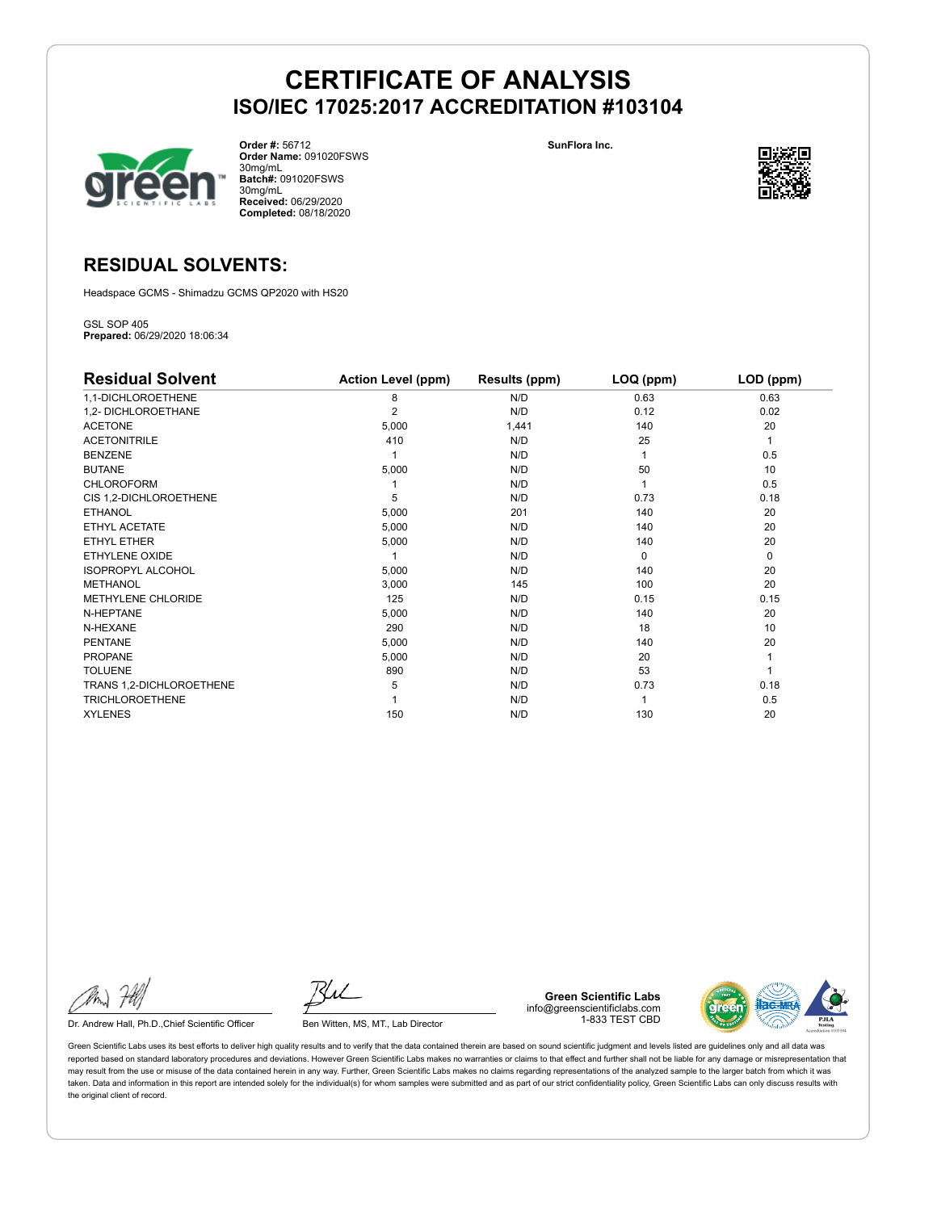# CERTIFICATE OF ANALYSIS
## ISO/IEC 17025:2017 ACCREDITATION #103104

**Order #:** 56712
**Order Name:** 091020FSWS 30mg/mL
**Batch#:** 091020FSWS 30mg/mL
**Received:** 06/29/2020
**Completed:** 08/18/2020

SunFlora Inc.

## RESIDUAL SOLVENTS:

Headspace GCMS - Shimadzu GCMS QP2020 with HS20

GSL SOP 405
**Prepared:** 06/29/2020 18:06:34

| Residual Solvent | Action Level (ppm) | Results (ppm) | LOQ (ppm) | LOD (ppm) |
|---|---|---|---|---|
| 1,1-DICHLOROETHENE | 8 | N/D | 0.63 | 0.63 |
| 1,2- DICHLOROETHANE | 2 | N/D | 0.12 | 0.02 |
| ACETONE | 5,000 | 1,441 | 140 | 20 |
| ACETONITRILE | 410 | N/D | 25 | 1 |
| BENZENE | 1 | N/D | 1 | 0.5 |
| BUTANE | 5,000 | N/D | 50 | 10 |
| CHLOROFORM | 1 | N/D | 1 | 0.5 |
| CIS 1,2-DICHLOROETHENE | 5 | N/D | 0.73 | 0.18 |
| ETHANOL | 5,000 | 201 | 140 | 20 |
| ETHYL ACETATE | 5,000 | N/D | 140 | 20 |
| ETHYL ETHER | 5,000 | N/D | 140 | 20 |
| ETHYLENE OXIDE | 1 | N/D | 0 | 0 |
| ISOPROPYL ALCOHOL | 5,000 | N/D | 140 | 20 |
| METHANOL | 3,000 | 145 | 100 | 20 |
| METHYLENE CHLORIDE | 125 | N/D | 0.15 | 0.15 |
| N-HEPTANE | 5,000 | N/D | 140 | 20 |
| N-HEXANE | 290 | N/D | 18 | 10 |
| PENTANE | 5,000 | N/D | 140 | 20 |
| PROPANE | 5,000 | N/D | 20 | 1 |
| TOLUENE | 890 | N/D | 53 | 1 |
| TRANS 1,2-DICHLOROETHENE | 5 | N/D | 0.73 | 0.18 |
| TRICHLOROETHENE | 1 | N/D | 1 | 0.5 |
| XYLENES | 150 | N/D | 130 | 20 |

Dr. Andrew Hall, Ph.D.,Chief Scientific Officer

Ben Witten, MS, MT., Lab Director

**Green Scientific Labs**
info@greenscientificlabs.com
1-833 TEST CBD

Green Scientific Labs uses its best efforts to deliver high quality results and to verify that the data contained therein are based on sound scientific judgment and levels listed are guidelines only and all data was reported based on standard laboratory procedures and deviations. However Green Scientific Labs makes no warranties or claims to that effect and further shall not be liable for any damage or misrepresentation that may result from the use or misuse of the data contained herein in any way. Further, Green Scientific Labs makes no claims regarding representations of the analyzed sample to the larger batch from which it was taken. Data and information in this report are intended solely for the individual(s) for whom samples were submitted and as part of our strict confidentiality policy, Green Scientific Labs can only discuss results with the original client of record.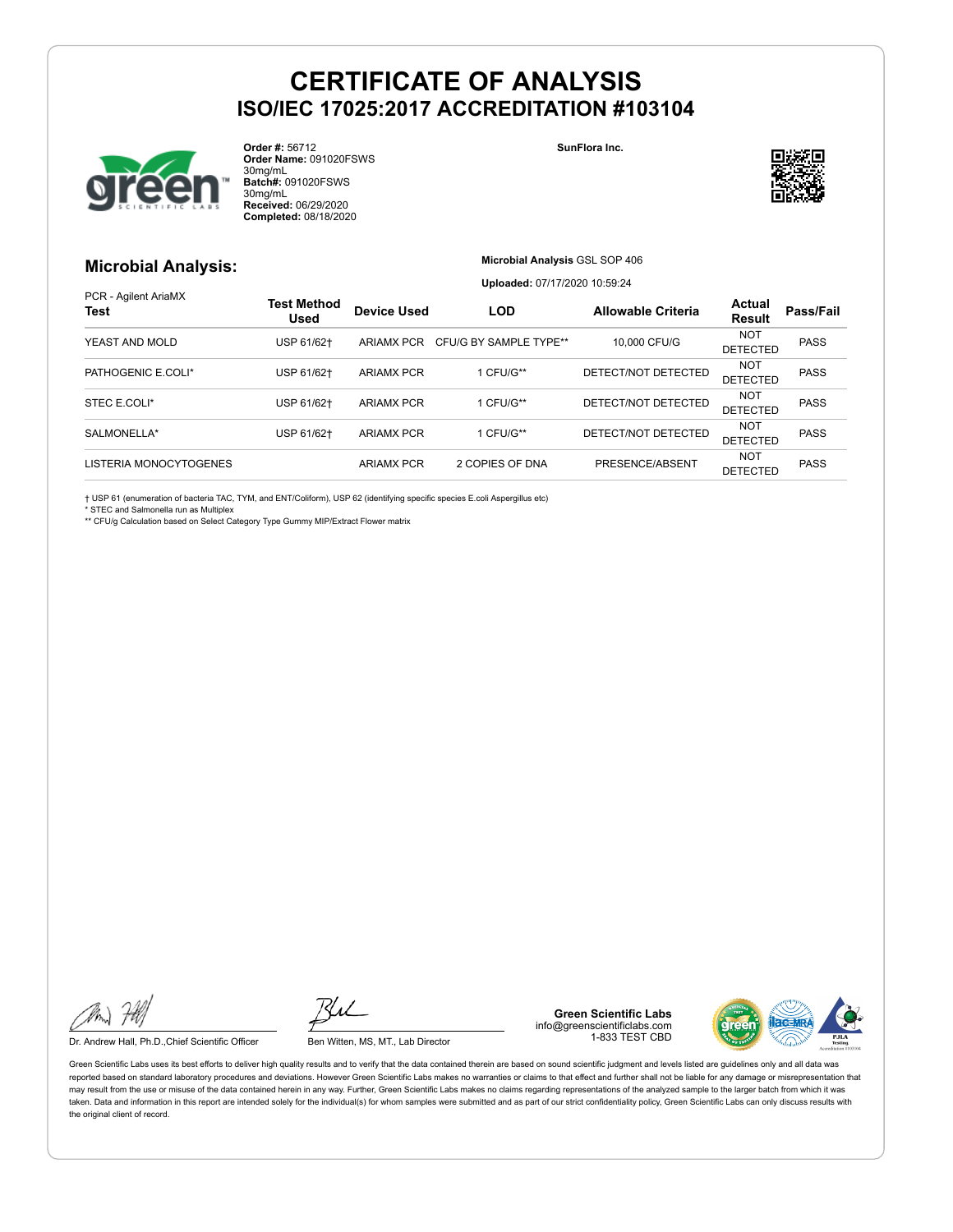# CERTIFICATE OF ANALYSIS
## ISO/IEC 17025:2017 ACCREDITATION #103104

**Order #:** 56712
**Order Name:** 091020FSWS 30mg/mL
**Batch#:** 091020FSWS 30mg/mL
**Received:** 06/29/2020
**Completed:** 08/18/2020

**SunFlora Inc.**

## Microbial Analysis:

**Microbial Analysis** GSL SOP 406

**Uploaded:** 07/17/2020 10:59:24

PCR - Agilent AriaMX

| Test | Test Method Used | Device Used | LOD | Allowable Criteria | Actual Result | Pass/Fail |
|---|---|---|---|---|---|---|
| YEAST AND MOLD | USP 61/62† | ARIAMX PCR | CFU/G BY SAMPLE TYPE** | 10,000 CFU/G | NOT DETECTED | PASS |
| PATHOGENIC E.COLI* | USP 61/62† | ARIAMX PCR | 1 CFU/G** | DETECT/NOT DETECTED | NOT DETECTED | PASS |
| STEC E.COLI* | USP 61/62† | ARIAMX PCR | 1 CFU/G** | DETECT/NOT DETECTED | NOT DETECTED | PASS |
| SALMONELLA* | USP 61/62† | ARIAMX PCR | 1 CFU/G** | DETECT/NOT DETECTED | NOT DETECTED | PASS |
| LISTERIA MONOCYTOGENES | | ARIAMX PCR | 2 COPIES OF DNA | PRESENCE/ABSENT | NOT DETECTED | PASS |

† USP 61 (enumeration of bacteria TAC, TYM, and ENT/Coliform), USP 62 (identifying specific species E.coli Aspergillus etc)
* STEC and Salmonella run as Multiplex
** CFU/g Calculation based on Select Category Type Gummy MIP/Extract Flower matrix

Dr. Andrew Hall, Ph.D.,Chief Scientific Officer

Ben Witten, MS, MT., Lab Director

**Green Scientific Labs**
info@greenscientificlabs.com
1-833 TEST CBD

Green Scientific Labs uses its best efforts to deliver high quality results and to verify that the data contained therein are based on sound scientific judgment and levels listed are guidelines only and all data was reported based on standard laboratory procedures and deviations. However Green Scientific Labs makes no warranties or claims to that effect and further shall not be liable for any damage or misrepresentation that may result from the use or misuse of the data contained herein in any way. Further, Green Scientific Labs makes no claims regarding representations of the analyzed sample to the larger batch from which it was taken. Data and information in this report are intended solely for the individual(s) for whom samples were submitted and as part of our strict confidentiality policy, Green Scientific Labs can only discuss results with the original client of record.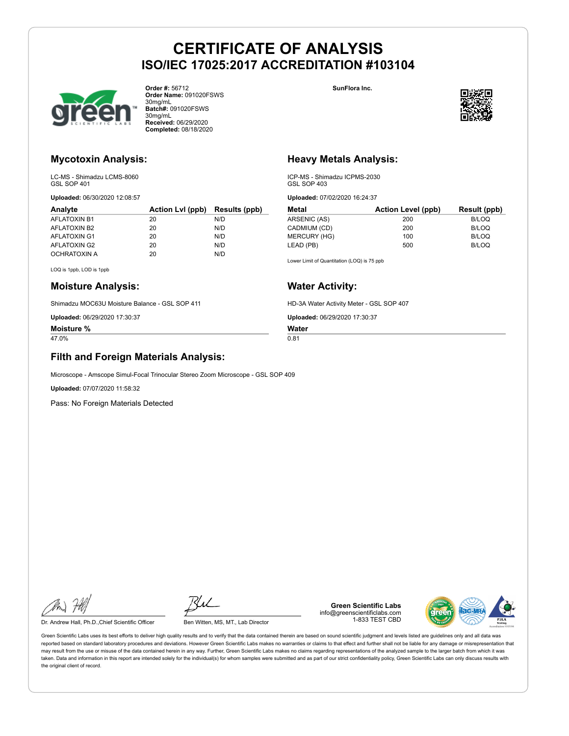# CERTIFICATE OF ANALYSIS
## ISO/IEC 17025:2017 ACCREDITATION #103104

**Order #:** 56712
**Order Name:** 091020FSWS 30mg/mL
**Batch#:** 091020FSWS 30mg/mL
**Received:** 06/29/2020
**Completed:** 08/18/2020

SunFlora Inc.

## Mycotoxin Analysis:

LC-MS - Shimadzu LCMS-8060
GSL SOP 401

**Uploaded:** 06/30/2020 12:08:57

| Analyte | Action Lvl (ppb) | Results (ppb) |
|---|---|---|
| AFLATOXIN B1 | 20 | N/D |
| AFLATOXIN B2 | 20 | N/D |
| AFLATOXIN G1 | 20 | N/D |
| AFLATOXIN G2 | 20 | N/D |
| OCHRATOXIN A | 20 | N/D |

LOQ is 1ppb, LOD is 1ppb

## Heavy Metals Analysis:

ICP-MS - Shimadzu ICPMS-2030
GSL SOP 403

**Uploaded:** 07/02/2020 16:24:37

| Metal | Action Level (ppb) | Result (ppb) |
|---|---|---|
| ARSENIC (AS) | 200 | B/LOQ |
| CADMIUM (CD) | 200 | B/LOQ |
| MERCURY (HG) | 100 | B/LOQ |
| LEAD (PB) | 500 | B/LOQ |

Lower Limit of Quantitation (LOQ) is 75 ppb

## Moisture Analysis:

Shimadzu MOC63U Moisture Balance - GSL SOP 411

**Uploaded:** 06/29/2020 17:30:37

| Moisture % |
|---|
| 47.0% |

## Water Activity:

HD-3A Water Activity Meter - GSL SOP 407

**Uploaded:** 06/29/2020 17:30:37

| Water |
|---|
| 0.81 |

## Filth and Foreign Materials Analysis:

Microscope - Amscope Simul-Focal Trinocular Stereo Zoom Microscope - GSL SOP 409

**Uploaded:** 07/07/2020 11:58:32

Pass: No Foreign Materials Detected

Dr. Andrew Hall, Ph.D.,Chief Scientific Officer

Ben Witten, MS, MT., Lab Director

**Green Scientific Labs**
info@greenscientificlabs.com
1-833 TEST CBD

Green Scientific Labs uses its best efforts to deliver high quality results and to verify that the data contained therein are based on sound scientific judgment and levels listed are guidelines only and all data was reported based on standard laboratory procedures and deviations. However Green Scientific Labs makes no warranties or claims to that effect and further shall not be liable for any damage or misrepresentation that may result from the use or misuse of the data contained herein in any way. Further, Green Scientific Labs makes no claims regarding representations of the analyzed sample to the larger batch from which it was taken. Data and information in this report are intended solely for the individual(s) for whom samples were submitted and as part of our strict confidentiality policy, Green Scientific Labs can only discuss results with the original client of record.